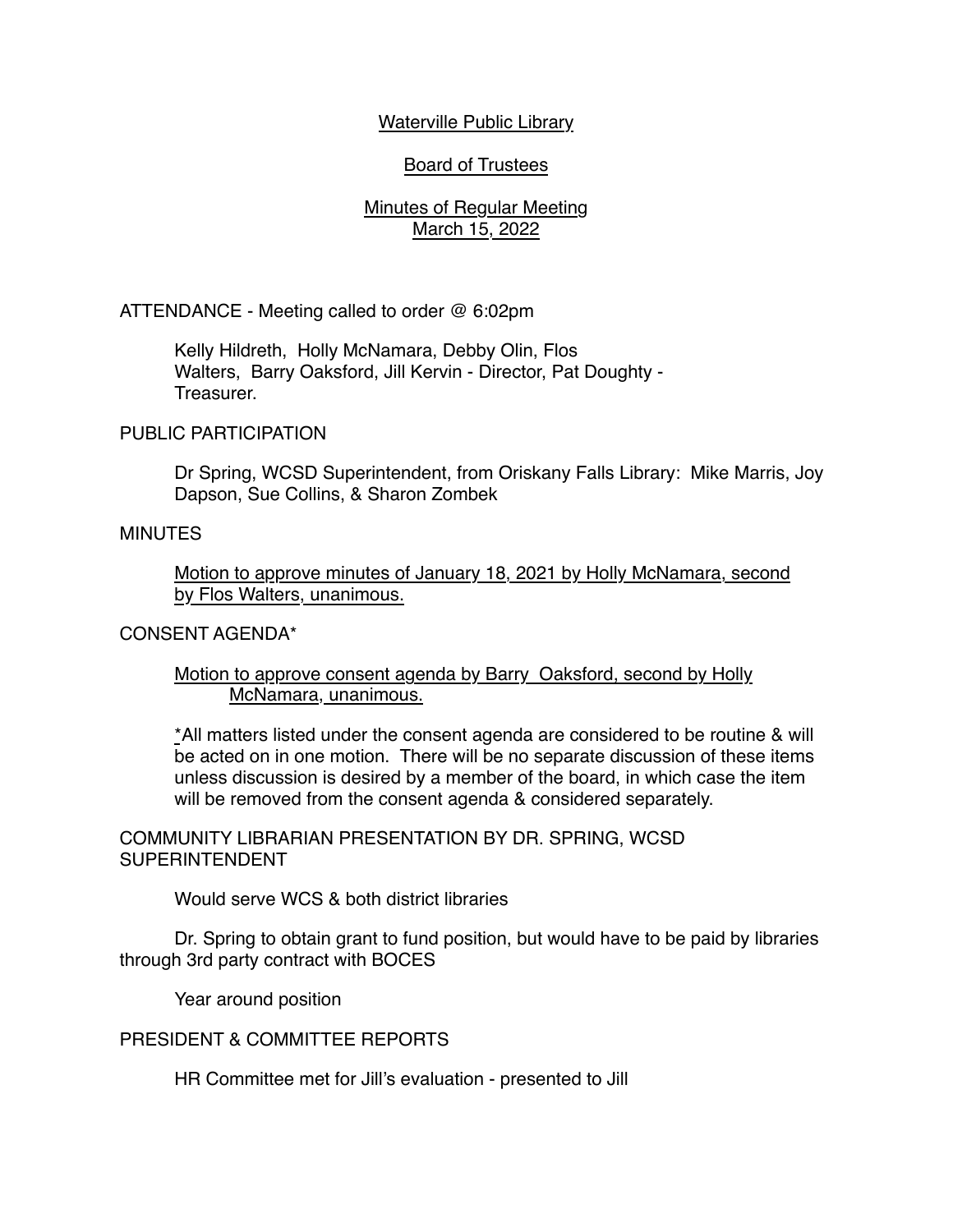Waterville Public Library

Board of Trustees

Minutes of Regular Meeting
March 15, 2022

ATTENDANCE - Meeting called to order @ 6:02pm

Kelly Hildreth, Holly McNamara, Debby Olin, Flos Walters, Barry Oaksford, Jill Kervin - Director, Pat Doughty - Treasurer.

PUBLIC PARTICIPATION

Dr Spring, WCSD Superintendent, from Oriskany Falls Library: Mike Marris, Joy Dapson, Sue Collins, & Sharon Zombek

MINUTES

Motion to approve minutes of January 18, 2021 by Holly McNamara, second by Flos Walters, unanimous.

CONSENT AGENDA*

Motion to approve consent agenda by Barry Oaksford, second by Holly McNamara, unanimous.

*All matters listed under the consent agenda are considered to be routine & will be acted on in one motion. There will be no separate discussion of these items unless discussion is desired by a member of the board, in which case the item will be removed from the consent agenda & considered separately.

COMMUNITY LIBRARIAN PRESENTATION BY DR. SPRING, WCSD SUPERINTENDENT

Would serve WCS & both district libraries

Dr. Spring to obtain grant to fund position, but would have to be paid by libraries through 3rd party contract with BOCES

Year around position

PRESIDENT & COMMITTEE REPORTS

HR Committee met for Jill's evaluation - presented to Jill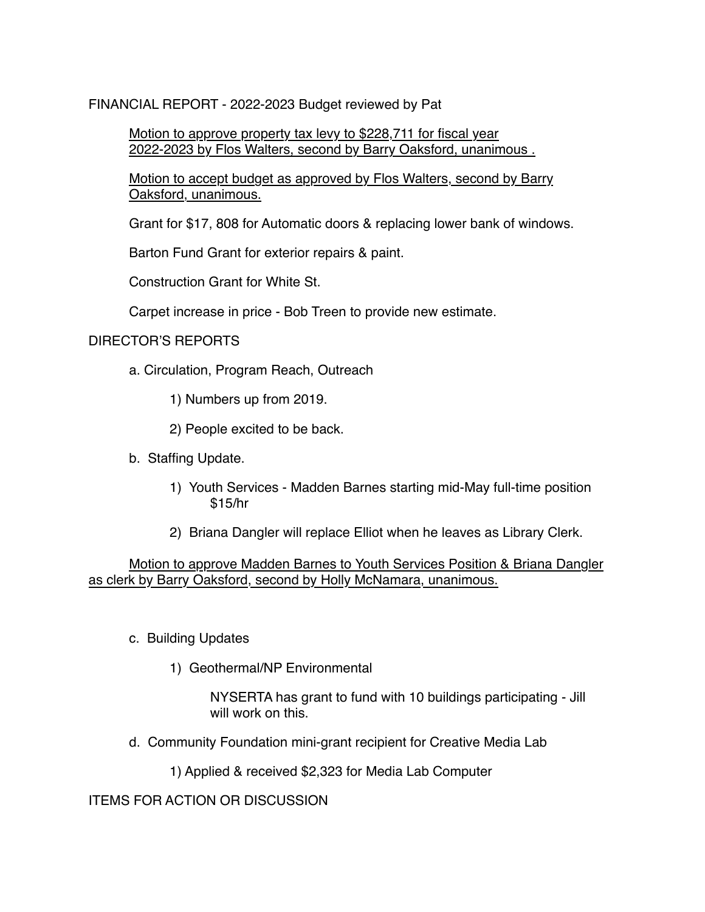FINANCIAL REPORT - 2022-2023 Budget reviewed by Pat

<u>Motion to approve property tax levy to $228,711 for fiscal year 2022-2023 by Flos Walters, second by Barry Oaksford, unanimous .</u>

<u>Motion to accept budget as approved by Flos Walters, second by Barry Oaksford, unanimous.</u>

Grant for $17, 808 for Automatic doors & replacing lower bank of windows.

Barton Fund Grant for exterior repairs & paint.

Construction Grant for White St.

Carpet increase in price - Bob Treen to provide new estimate.

DIRECTOR'S REPORTS

a. Circulation, Program Reach, Outreach

1) Numbers up from 2019.

2) People excited to be back.

b. Staffing Update.

1) Youth Services - Madden Barnes starting mid-May full-time position $15/hr

2) Briana Dangler will replace Elliot when he leaves as Library Clerk.

<u>Motion to approve Madden Barnes to Youth Services Position & Briana Dangler as clerk by Barry Oaksford, second by Holly McNamara, unanimous.</u>

c. Building Updates

1) Geothermal/NP Environmental

NYSERTA has grant to fund with 10 buildings participating - Jill will work on this.

d. Community Foundation mini-grant recipient for Creative Media Lab

1) Applied & received $2,323 for Media Lab Computer

ITEMS FOR ACTION OR DISCUSSION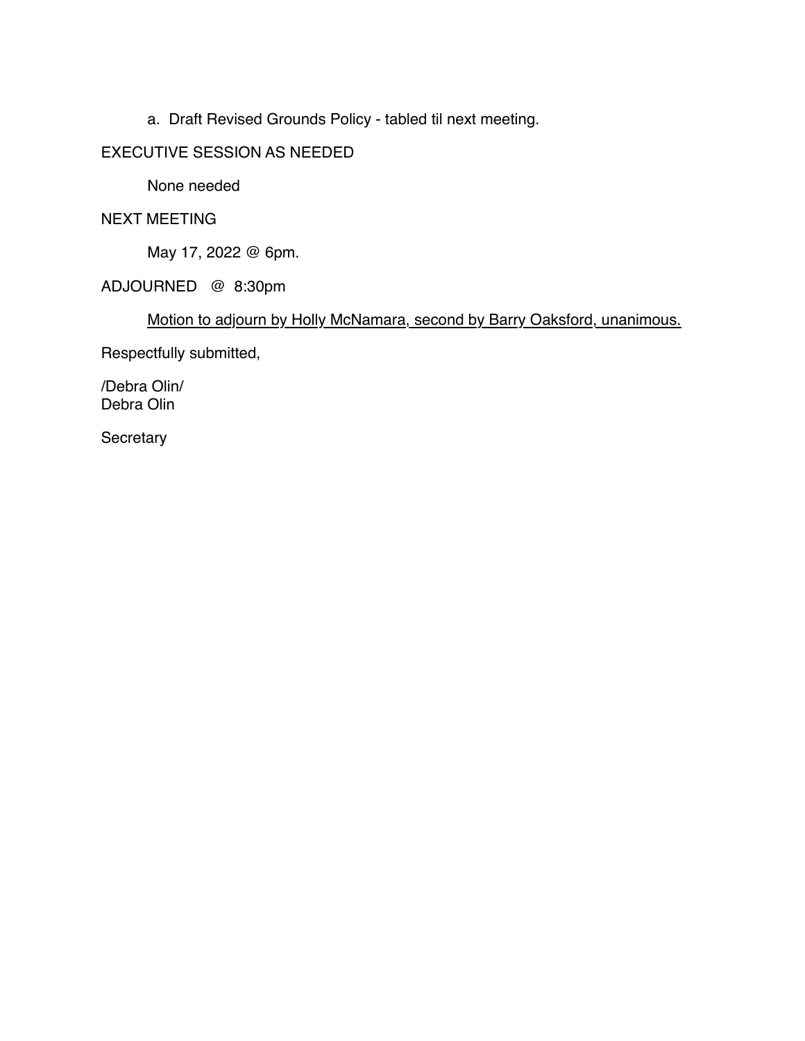a. Draft Revised Grounds Policy - tabled til next meeting.

EXECUTIVE SESSION AS NEEDED

None needed

NEXT MEETING

May 17, 2022 @ 6pm.

ADJOURNED @ 8:30pm

<u>Motion to adjourn by Holly McNamara, second by Barry Oaksford, unanimous.</u>

Respectfully submitted,

/Debra Olin/
Debra Olin

Secretary